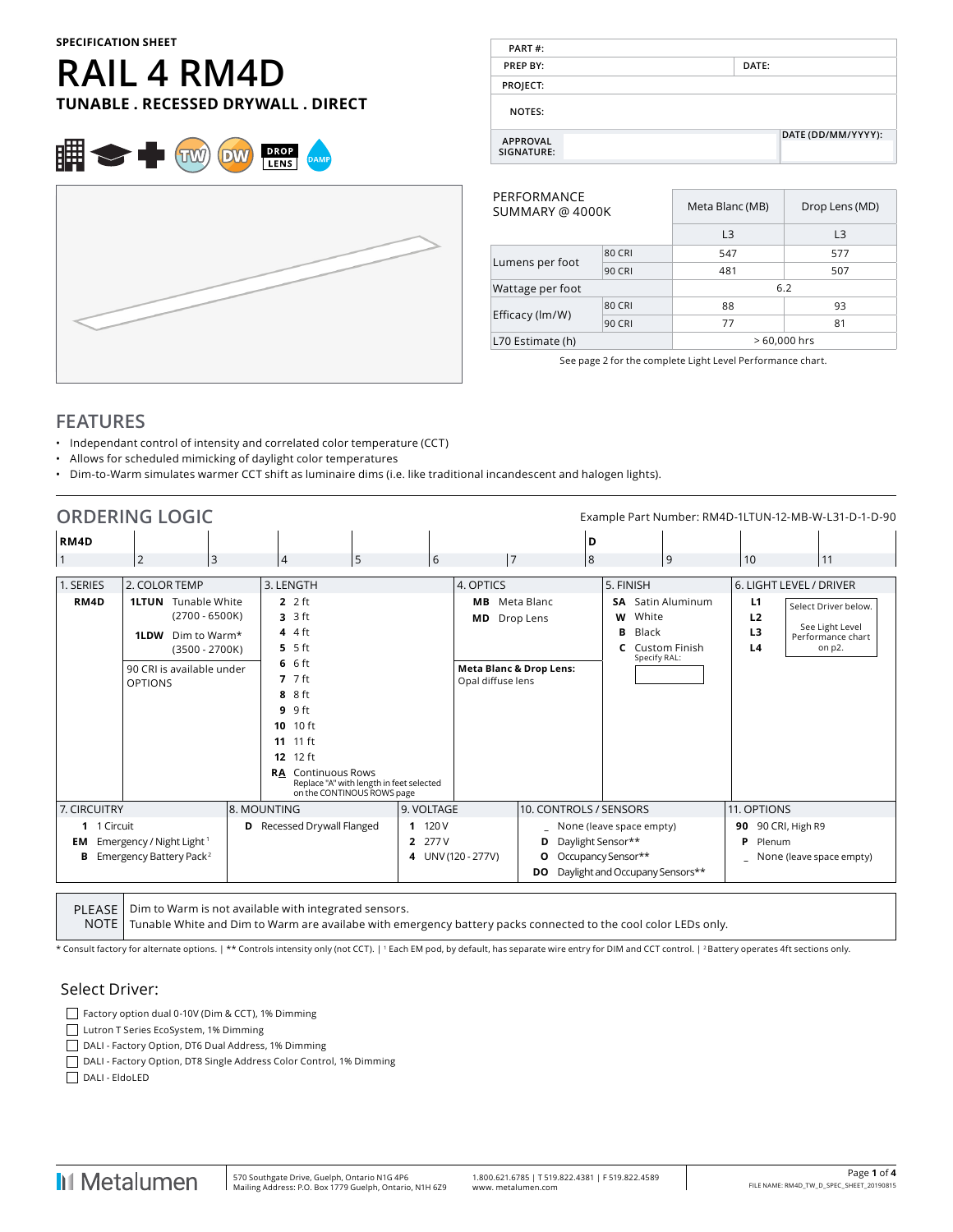SPECIFICATION SHEET

# RAIL 4 RM4D

## TUNABLE . RECESSED DRYWALL . DIRECT

TW DW DROP LENS DAMP

| PART #: | |
|---|---|
| PREP BY: | DATE: |
| PROJECT: | |
| NOTES: | |
| APPROVAL SIGNATURE: | DATE (DD/MM/YYYY): |

| PERFORMANCE SUMMARY @ 4000K | | Meta Blanc (MB) | Drop Lens (MD) |
|---|---|---|---|
| | | L3 | L3 |
| Lumens per foot | 80 CRI | 547 | 577 |
| | 90 CRI | 481 | 507 |
| Wattage per foot | | 6.2 | |
| Efficacy (lm/W) | 80 CRI | 88 | 93 |
| | 90 CRI | 77 | 81 |
| L70 Estimate (h) | | > 60,000 hrs | |

See page 2 for the complete Light Level Performance chart.

## FEATURES

- Independant control of intensity and correlated color temperature (CCT)
- Allows for scheduled mimicking of daylight color temperatures
- Dim-to-Warm simulates warmer CCT shift as luminaire dims (i.e. like traditional incandescent and halogen lights).

## ORDERING LOGIC

Example Part Number: RM4D-1LTUN-12-MB-W-L31-D-1-D-90

| RM4D | | | | | | | D | | | |
|---|---|---|---|---|---|---|---|---|---|---|
| 1 | 2 | 3 | 4 | 5 | 6 | 7 | 8 | 9 | 10 | 11 |

| 1. SERIES | 2. COLOR TEMP | 3. LENGTH | 4. OPTICS | 5. FINISH | 6. LIGHT LEVEL / DRIVER |
|---|---|---|---|---|---|
| **RM4D** | **1LTUN** Tunable White (2700 - 6500K) | **2** 2 ft | **MB** Meta Blanc | **SA** Satin Aluminum | **L1** |
| | **1LDW** Dim to Warm* (3500 - 2700K) | **3** 3 ft | **MD** Drop Lens | **W** White | **L2** |
| | 90 CRI is available under OPTIONS | **4** 4 ft | **Meta Blanc & Drop Lens:** Opal diffuse lens | **B** Black | **L3** |
| | | **5** 5 ft | | **C** Custom Finish Specify RAL: | **L4** |
| | | **6** 6 ft | | | Select Driver below. See Light Level Performance chart on p2. |
| | | **7** 7 ft | | | |
| | | **8** 8 ft | | | |
| | | **9** 9 ft | | | |
| | | **10** 10 ft | | | |
| | | **11** 11 ft | | | |
| | | **12** 12 ft | | | |
| | | **RA** Continuous Rows — Replace "A" with length in feet selected on the CONTINOUS ROWS page | | | |

| 7. CIRCUITRY | 8. MOUNTING | 9. VOLTAGE | 10. CONTROLS / SENSORS | 11. OPTIONS |
|---|---|---|---|---|
| **1** 1 Circuit | **D** Recessed Drywall Flanged | **1** 120 V | _ None (leave space empty) | **90** 90 CRI, High R9 |
| **EM** Emergency / Night Light [1] | | **2** 277 V | **D** Daylight Sensor** | **P** Plenum |
| **B** Emergency Battery Pack [2] | | **4** UNV (120 - 277V) | **O** Occupancy Sensor** | _ None (leave space empty) |
| | | | **DO** Daylight and Occupany Sensors** | |

| PLEASE NOTE | Dim to Warm is not available with integrated sensors. Tunable White and Dim to Warm are availabe with emergency battery packs connected to the cool color LEDs only. |
|---|---|

\* Consult factory for alternate options. | ** Controls intensity only (not CCT). | [1] Each EM pod, by default, has separate wire entry for DIM and CCT control. | [2] Battery operates 4ft sections only.

### Select Driver:

- ☐ Factory option dual 0-10V (Dim & CCT), 1% Dimming
- ☐ Lutron T Series EcoSystem, 1% Dimming
- ☐ DALI - Factory Option, DT6 Dual Address, 1% Dimming
- ☐ DALI - Factory Option, DT8 Single Address Color Control, 1% Dimming
- ☐ DALI - EldoLED

Metalumen | 570 Southgate Drive, Guelph, Ontario N1G 4P6 Mailing Address: P.O. Box 1779 Guelph, Ontario, N1H 6Z9 | 1.800.621.6785 | T 519.822.4381 | F 519.822.4589 www. metalumen.com

FILE NAME: RM4D_TW_D_SPEC_SHEET_20190815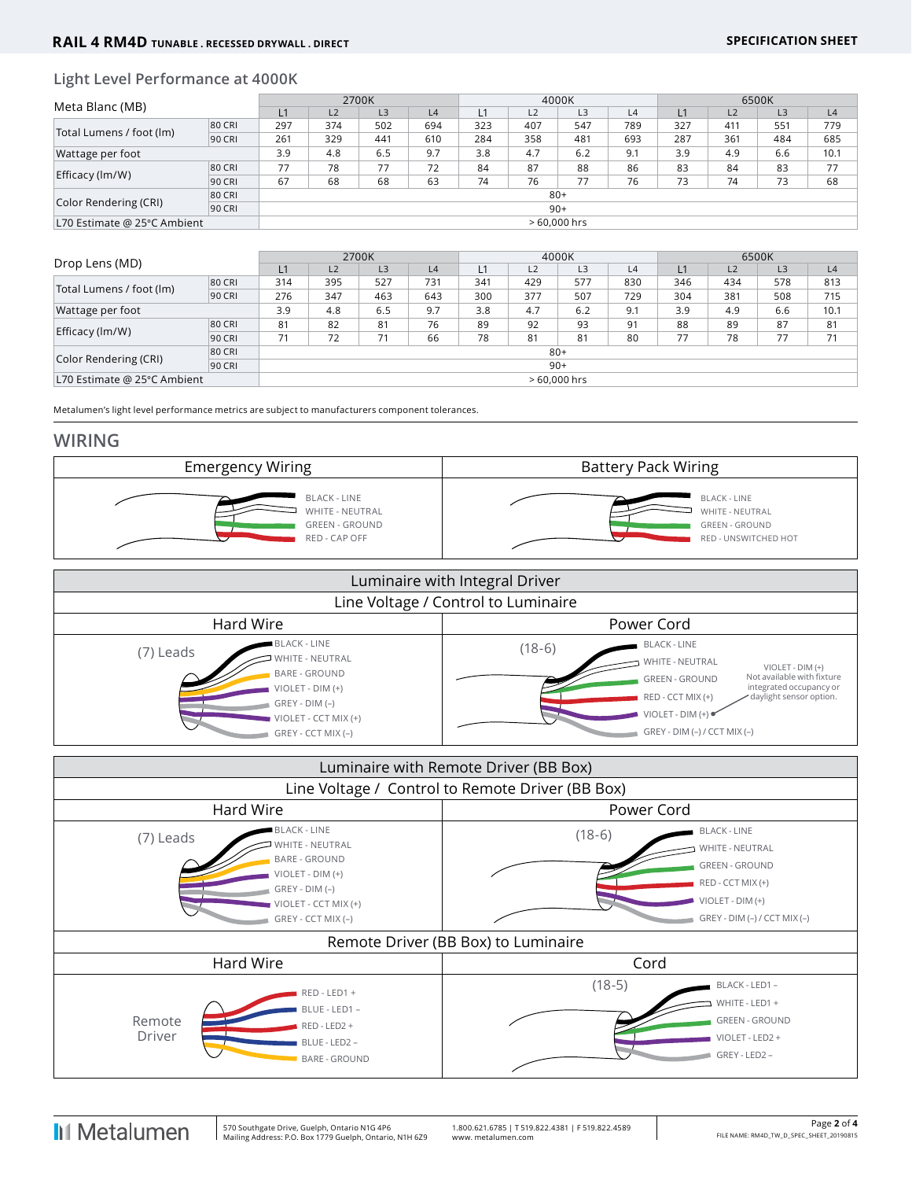## Light Level Performance at 4000K

| Meta Blanc (MB) | | 2700K | | | | 4000K | | | | 6500K | | | |
|---|---|---|---|---|---|---|---|---|---|---|---|---|---|
| | | L1 | L2 | L3 | L4 | L1 | L2 | L3 | L4 | L1 | L2 | L3 | L4 |
| Total Lumens / foot (lm) | 80 CRI | 297 | 374 | 502 | 694 | 323 | 407 | 547 | 789 | 327 | 411 | 551 | 779 |
| | 90 CRI | 261 | 329 | 441 | 610 | 284 | 358 | 481 | 693 | 287 | 361 | 484 | 685 |
| Wattage per foot | | 3.9 | 4.8 | 6.5 | 9.7 | 3.8 | 4.7 | 6.2 | 9.1 | 3.9 | 4.9 | 6.6 | 10.1 |
| Efficacy (lm/W) | 80 CRI | 77 | 78 | 77 | 72 | 84 | 87 | 88 | 86 | 83 | 84 | 83 | 77 |
| | 90 CRI | 67 | 68 | 68 | 63 | 74 | 76 | 77 | 76 | 73 | 74 | 73 | 68 |
| Color Rendering (CRI) | 80 CRI | 80+ | | | | | | | | | | | |
| | 90 CRI | 90+ | | | | | | | | | | | |
| L70 Estimate @ 25°C Ambient | | > 60,000 hrs | | | | | | | | | | | |

| Drop Lens (MD) | | 2700K | | | | 4000K | | | | 6500K | | | |
|---|---|---|---|---|---|---|---|---|---|---|---|---|---|
| | | L1 | L2 | L3 | L4 | L1 | L2 | L3 | L4 | L1 | L2 | L3 | L4 |
| Total Lumens / foot (lm) | 80 CRI | 314 | 395 | 527 | 731 | 341 | 429 | 577 | 830 | 346 | 434 | 578 | 813 |
| | 90 CRI | 276 | 347 | 463 | 643 | 300 | 377 | 507 | 729 | 304 | 381 | 508 | 715 |
| Wattage per foot | | 3.9 | 4.8 | 6.5 | 9.7 | 3.8 | 4.7 | 6.2 | 9.1 | 3.9 | 4.9 | 6.6 | 10.1 |
| Efficacy (lm/W) | 80 CRI | 81 | 82 | 81 | 76 | 89 | 92 | 93 | 91 | 88 | 89 | 87 | 81 |
| | 90 CRI | 71 | 72 | 71 | 66 | 78 | 81 | 81 | 80 | 77 | 78 | 77 | 71 |
| Color Rendering (CRI) | 80 CRI | 80+ | | | | | | | | | | | |
| | 90 CRI | 90+ | | | | | | | | | | | |
| L70 Estimate @ 25°C Ambient | | > 60,000 hrs | | | | | | | | | | | |

Metalumen's light level performance metrics are subject to manufacturers component tolerances.

## WIRING

### Emergency Wiring

- BLACK - LINE
- WHITE - NEUTRAL
- GREEN - GROUND
- RED - CAP OFF

### Battery Pack Wiring

- BLACK - LINE
- WHITE - NEUTRAL
- GREEN - GROUND
- RED - UNSWITCHED HOT

### Luminaire with Integral Driver

**Line Voltage / Control to Luminaire**

**Hard Wire** — (7) Leads

- BLACK - LINE
- WHITE - NEUTRAL
- BARE - GROUND
- VIOLET - DIM (+)
- GREY - DIM (–)
- VIOLET - CCT MIX (+)
- GREY - CCT MIX (–)

**Power Cord** — (18-6)

- BLACK - LINE
- WHITE - NEUTRAL
- GREEN - GROUND
- RED - CCT MIX (+)
- VIOLET - DIM (+)
- GREY - DIM (–) / CCT MIX (–)

VIOLET - DIM (+) Not available with fixture integrated occupancy or daylight sensor option.

### Luminaire with Remote Driver (BB Box)

**Line Voltage / Control to Remote Driver (BB Box)**

**Hard Wire** — (7) Leads

- BLACK - LINE
- WHITE - NEUTRAL
- BARE - GROUND
- VIOLET - DIM (+)
- GREY - DIM (–)
- VIOLET - CCT MIX (+)
- GREY - CCT MIX (–)

**Power Cord** — (18-6)

- BLACK - LINE
- WHITE - NEUTRAL
- GREEN - GROUND
- RED - CCT MIX (+)
- VIOLET - DIM (+)
- GREY - DIM (–) / CCT MIX (–)

**Remote Driver (BB Box) to Luminaire**

**Hard Wire** — Remote Driver

- RED - LED1 +
- BLUE - LED1 –
- RED - LED2 +
- BLUE - LED2 –
- BARE - GROUND

**Cord** — (18-5)

- BLACK - LED1 –
- WHITE - LED1 +
- GREEN - GROUND
- VIOLET - LED2 +
- GREY - LED2 –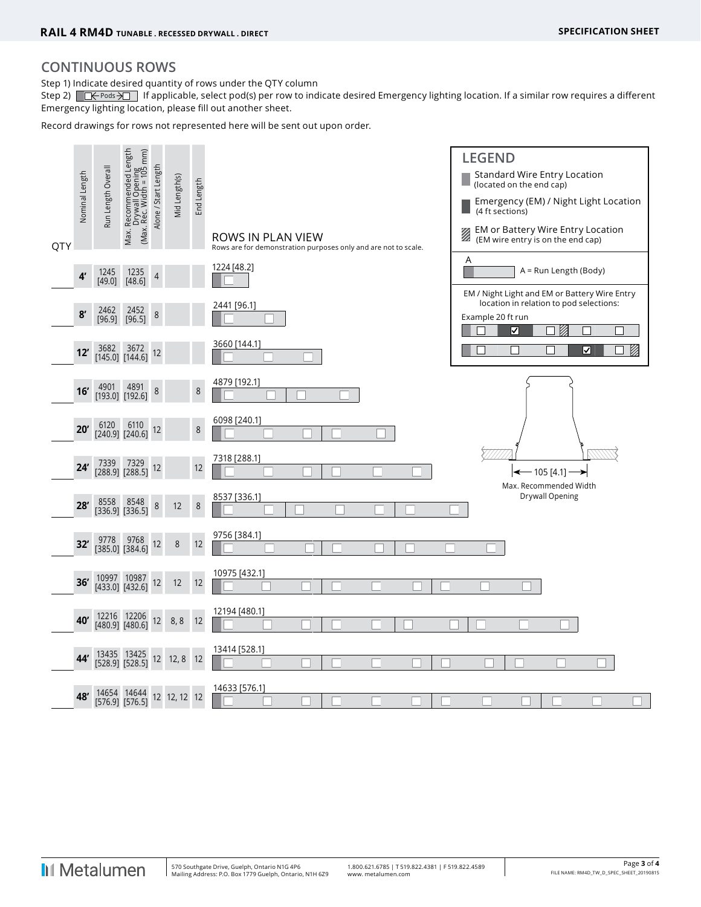## CONTINUOUS ROWS

Step 1) Indicate desired quantity of rows under the QTY column

Step 2) If applicable, select pod(s) per row to indicate desired Emergency lighting location. If a similar row requires a different Emergency lighting location, please fill out another sheet.

Record drawings for rows not represented here will be sent out upon order.

| QTY | Nominal Length | Run Length Overall | Max. Recommended Length Drywall Opening (Max. Rec. Width = 105 mm) | Alone / Start Length | Mid Length(s) | End Length | ROWS IN PLAN VIEW (Rows are for demonstration purposes only and are not to scale.) |
|---|---|---|---|---|---|---|---|
| | 4' | 1245 [49.0] | 1235 [48.6] | 4 | | | 1224 [48.2] |
| | 8' | 2462 [96.9] | 2452 [96.5] | 8 | | | 2441 [96.1] |
| | 12' | 3682 [145.0] | 3672 [144.6] | 12 | | | 3660 [144.1] |
| | 16' | 4901 [193.0] | 4891 [192.6] | 8 | | 8 | 4879 [192.1] |
| | 20' | 6120 [240.9] | 6110 [240.6] | 12 | | 8 | 6098 [240.1] |
| | 24' | 7339 [288.9] | 7329 [288.5] | 12 | | 12 | 7318 [288.1] |
| | 28' | 8558 [336.9] | 8548 [336.5] | 8 | 12 | 8 | 8537 [336.1] |
| | 32' | 9778 [385.0] | 9768 [384.6] | 12 | 8 | 12 | 9756 [384.1] |
| | 36' | 10997 [433.0] | 10987 [432.6] | 12 | 12 | 12 | 10975 [432.1] |
| | 40' | 12216 [480.9] | 12206 [480.6] | 12 | 8, 8 | 12 | 12194 [480.1] |
| | 44' | 13435 [528.9] | 13425 [528.5] | 12 | 12, 8 | 12 | 13414 [528.1] |
| | 48' | 14654 [576.9] | 14644 [576.5] | 12 | 12, 12 | 12 | 14633 [576.1] |

### LEGEND

- Standard Wire Entry Location (located on the end cap)
- Emergency (EM) / Night Light Location (4 ft sections)
- EM or Battery Wire Entry Location (EM wire entry is on the end cap)
- A = Run Length (Body)

EM / Night Light and EM or Battery Wire Entry location in relation to pod selections:

Example 20 ft run

105 [4.1]

Max. Recommended Width Drywall Opening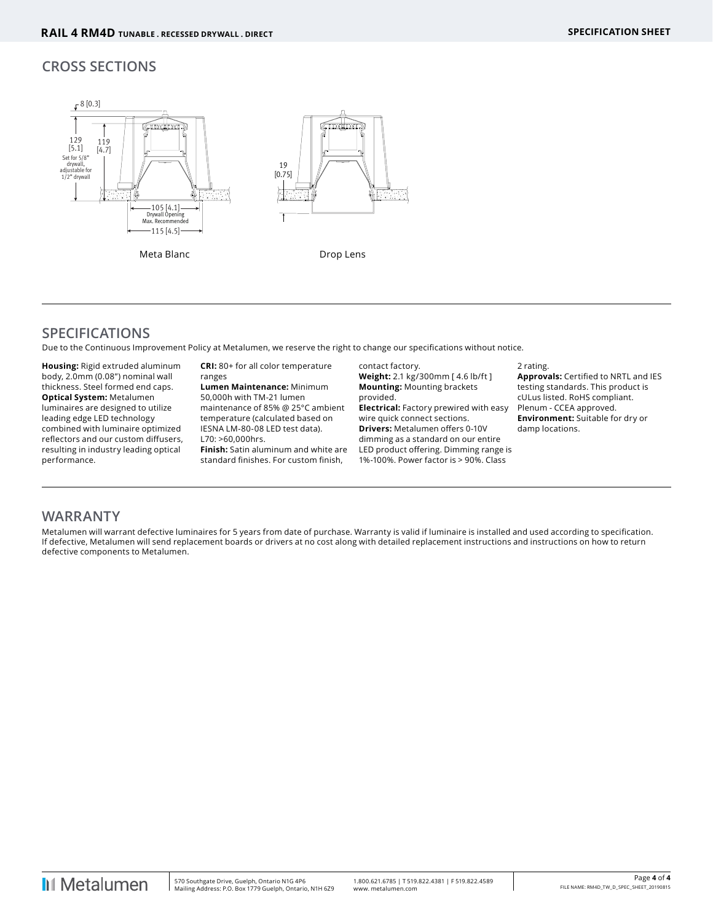## CROSS SECTIONS

8 [0.3]
129 [5.1]
119 [4.7]
Set for 5/8" drywall, adjustable for 1/2" drywall
105 [4.1] Drywall Opening Max. Recommended
115 [4.5]

Meta Blanc

19 [0.75]

Drop Lens

## SPECIFICATIONS

Due to the Continuous Improvement Policy at Metalumen, we reserve the right to change our specifications without notice.

**Housing:** Rigid extruded aluminum body, 2.0mm (0.08") nominal wall thickness. Steel formed end caps.
**Optical System:** Metalumen luminaires are designed to utilize leading edge LED technology combined with luminaire optimized reflectors and our custom diffusers, resulting in industry leading optical performance.
**CRI:** 80+ for all color temperature ranges
**Lumen Maintenance:** Minimum 50,000h with TM-21 lumen maintenance of 85% @ 25°C ambient temperature (calculated based on IESNA LM-80-08 LED test data). L70: >60,000hrs.
**Finish:** Satin aluminum and white are standard finishes. For custom finish, contact factory.
**Weight:** 2.1 kg/300mm [ 4.6 lb/ft ]
**Mounting:** Mounting brackets provided.
**Electrical:** Factory prewired with easy wire quick connect sections.
**Drivers:** Metalumen offers 0-10V dimming as a standard on our entire LED product offering. Dimming range is 1%-100%. Power factor is > 90%. Class 2 rating.
**Approvals:** Certified to NRTL and IES testing standards. This product is cULus listed. RoHS compliant. Plenum - CCEA approved.
**Environment:** Suitable for dry or damp locations.

## WARRANTY

Metalumen will warrant defective luminaires for 5 years from date of purchase. Warranty is valid if luminaire is installed and used according to specification. If defective, Metalumen will send replacement boards or drivers at no cost along with detailed replacement instructions and instructions on how to return defective components to Metalumen.